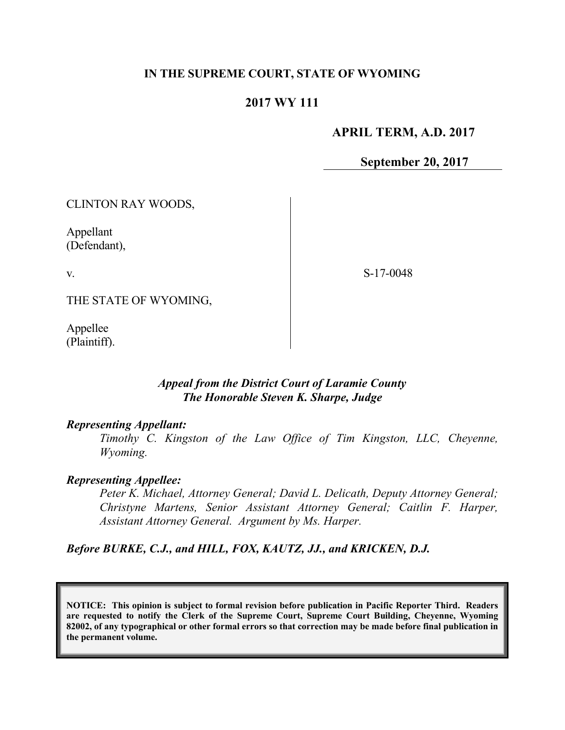**IN THE SUPREME COURT, STATE OF WYOMING**

**2017 WY 111**

**APRIL TERM, A.D. 2017**

**September 20, 2017**

CLINTON RAY WOODS,

Appellant
(Defendant),

v.

THE STATE OF WYOMING,

Appellee
(Plaintiff).

S-17-0048

***Appeal from the District Court of Laramie County***
***The Honorable Steven K. Sharpe, Judge***

***Representing Appellant:***

*Timothy C. Kingston of the Law Office of Tim Kingston, LLC, Cheyenne, Wyoming.*

***Representing Appellee:***

*Peter K. Michael, Attorney General; David L. Delicath, Deputy Attorney General; Christyne Martens, Senior Assistant Attorney General; Caitlin F. Harper, Assistant Attorney General. Argument by Ms. Harper.*

***Before BURKE, C.J., and HILL, FOX, KAUTZ, JJ., and KRICKEN, D.J.***

**NOTICE: This opinion is subject to formal revision before publication in Pacific Reporter Third. Readers are requested to notify the Clerk of the Supreme Court, Supreme Court Building, Cheyenne, Wyoming 82002, of any typographical or other formal errors so that correction may be made before final publication in the permanent volume.**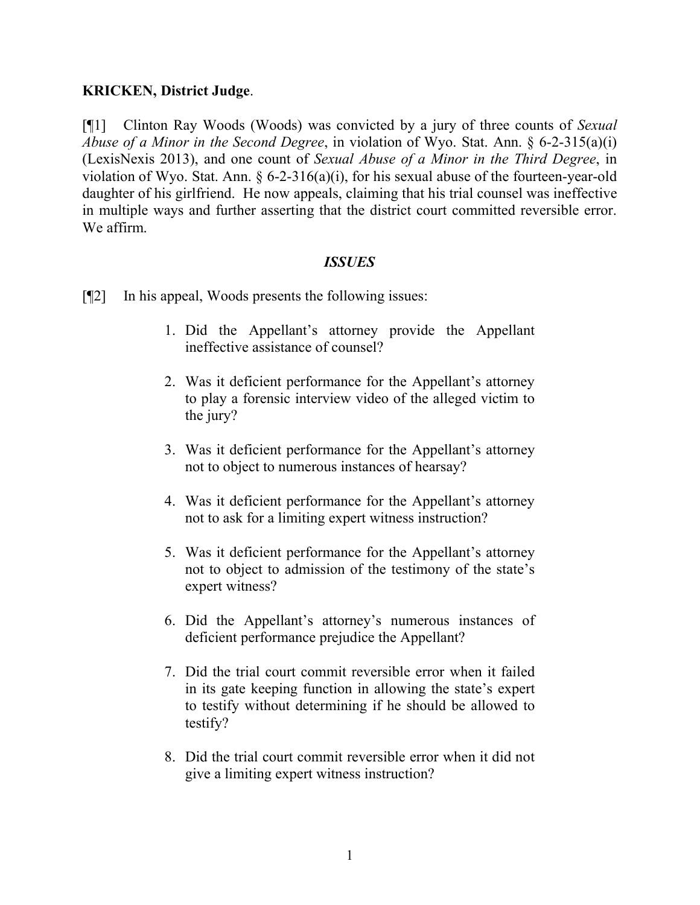**KRICKEN, District Judge**.

[¶1] Clinton Ray Woods (Woods) was convicted by a jury of three counts of *Sexual Abuse of a Minor in the Second Degree*, in violation of Wyo. Stat. Ann. § 6-2-315(a)(i) (LexisNexis 2013), and one count of *Sexual Abuse of a Minor in the Third Degree*, in violation of Wyo. Stat. Ann. § 6-2-316(a)(i), for his sexual abuse of the fourteen-year-old daughter of his girlfriend. He now appeals, claiming that his trial counsel was ineffective in multiple ways and further asserting that the district court committed reversible error. We affirm.

## *ISSUES*

[¶2] In his appeal, Woods presents the following issues:

> 1. Did the Appellant's attorney provide the Appellant ineffective assistance of counsel?
>
> 2. Was it deficient performance for the Appellant's attorney to play a forensic interview video of the alleged victim to the jury?
>
> 3. Was it deficient performance for the Appellant's attorney not to object to numerous instances of hearsay?
>
> 4. Was it deficient performance for the Appellant's attorney not to ask for a limiting expert witness instruction?
>
> 5. Was it deficient performance for the Appellant's attorney not to object to admission of the testimony of the state's expert witness?
>
> 6. Did the Appellant's attorney's numerous instances of deficient performance prejudice the Appellant?
>
> 7. Did the trial court commit reversible error when it failed in its gate keeping function in allowing the state's expert to testify without determining if he should be allowed to testify?
>
> 8. Did the trial court commit reversible error when it did not give a limiting expert witness instruction?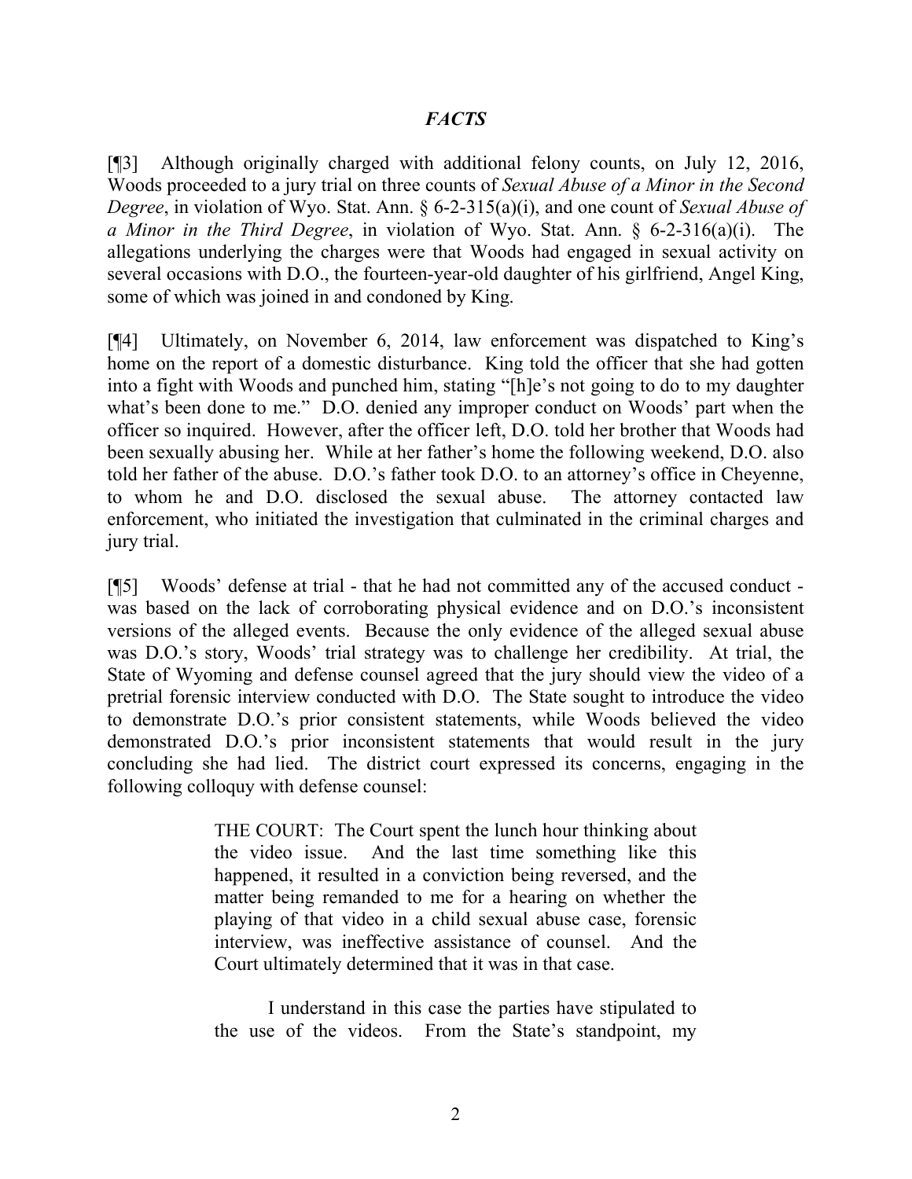### *FACTS*

[¶3] Although originally charged with additional felony counts, on July 12, 2016, Woods proceeded to a jury trial on three counts of *Sexual Abuse of a Minor in the Second Degree*, in violation of Wyo. Stat. Ann. § 6-2-315(a)(i), and one count of *Sexual Abuse of a Minor in the Third Degree*, in violation of Wyo. Stat. Ann. § 6-2-316(a)(i). The allegations underlying the charges were that Woods had engaged in sexual activity on several occasions with D.O., the fourteen-year-old daughter of his girlfriend, Angel King, some of which was joined in and condoned by King.

[¶4] Ultimately, on November 6, 2014, law enforcement was dispatched to King's home on the report of a domestic disturbance. King told the officer that she had gotten into a fight with Woods and punched him, stating "[h]e's not going to do to my daughter what's been done to me." D.O. denied any improper conduct on Woods' part when the officer so inquired. However, after the officer left, D.O. told her brother that Woods had been sexually abusing her. While at her father's home the following weekend, D.O. also told her father of the abuse. D.O.'s father took D.O. to an attorney's office in Cheyenne, to whom he and D.O. disclosed the sexual abuse. The attorney contacted law enforcement, who initiated the investigation that culminated in the criminal charges and jury trial.

[¶5] Woods' defense at trial - that he had not committed any of the accused conduct - was based on the lack of corroborating physical evidence and on D.O.'s inconsistent versions of the alleged events. Because the only evidence of the alleged sexual abuse was D.O.'s story, Woods' trial strategy was to challenge her credibility. At trial, the State of Wyoming and defense counsel agreed that the jury should view the video of a pretrial forensic interview conducted with D.O. The State sought to introduce the video to demonstrate D.O.'s prior consistent statements, while Woods believed the video demonstrated D.O.'s prior inconsistent statements that would result in the jury concluding she had lied. The district court expressed its concerns, engaging in the following colloquy with defense counsel:

> THE COURT: The Court spent the lunch hour thinking about the video issue. And the last time something like this happened, it resulted in a conviction being reversed, and the matter being remanded to me for a hearing on whether the playing of that video in a child sexual abuse case, forensic interview, was ineffective assistance of counsel. And the Court ultimately determined that it was in that case.
>
> I understand in this case the parties have stipulated to the use of the videos. From the State's standpoint, my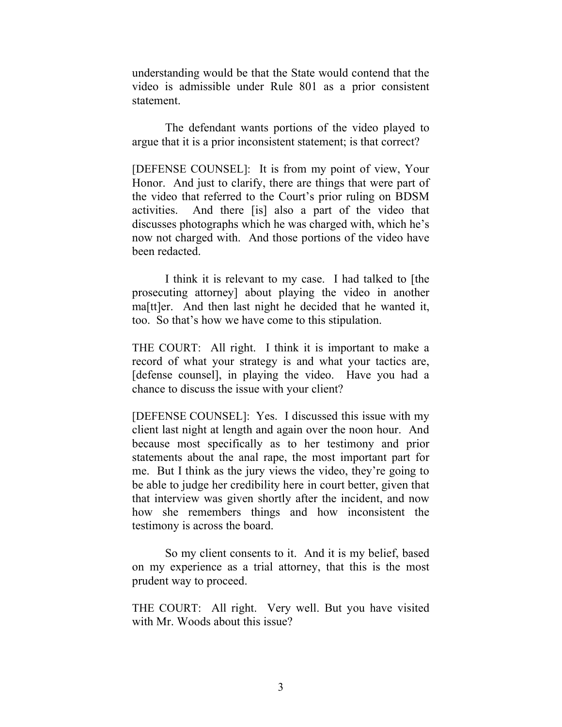understanding would be that the State would contend that the video is admissible under Rule 801 as a prior consistent statement.

The defendant wants portions of the video played to argue that it is a prior inconsistent statement; is that correct?

[DEFENSE COUNSEL]: It is from my point of view, Your Honor. And just to clarify, there are things that were part of the video that referred to the Court's prior ruling on BDSM activities. And there [is] also a part of the video that discusses photographs which he was charged with, which he's now not charged with. And those portions of the video have been redacted.

I think it is relevant to my case. I had talked to [the prosecuting attorney] about playing the video in another ma[tt]er. And then last night he decided that he wanted it, too. So that's how we have come to this stipulation.

THE COURT: All right. I think it is important to make a record of what your strategy is and what your tactics are, [defense counsel], in playing the video. Have you had a chance to discuss the issue with your client?

[DEFENSE COUNSEL]: Yes. I discussed this issue with my client last night at length and again over the noon hour. And because most specifically as to her testimony and prior statements about the anal rape, the most important part for me. But I think as the jury views the video, they're going to be able to judge her credibility here in court better, given that that interview was given shortly after the incident, and now how she remembers things and how inconsistent the testimony is across the board.

So my client consents to it. And it is my belief, based on my experience as a trial attorney, that this is the most prudent way to proceed.

THE COURT: All right. Very well. But you have visited with Mr. Woods about this issue?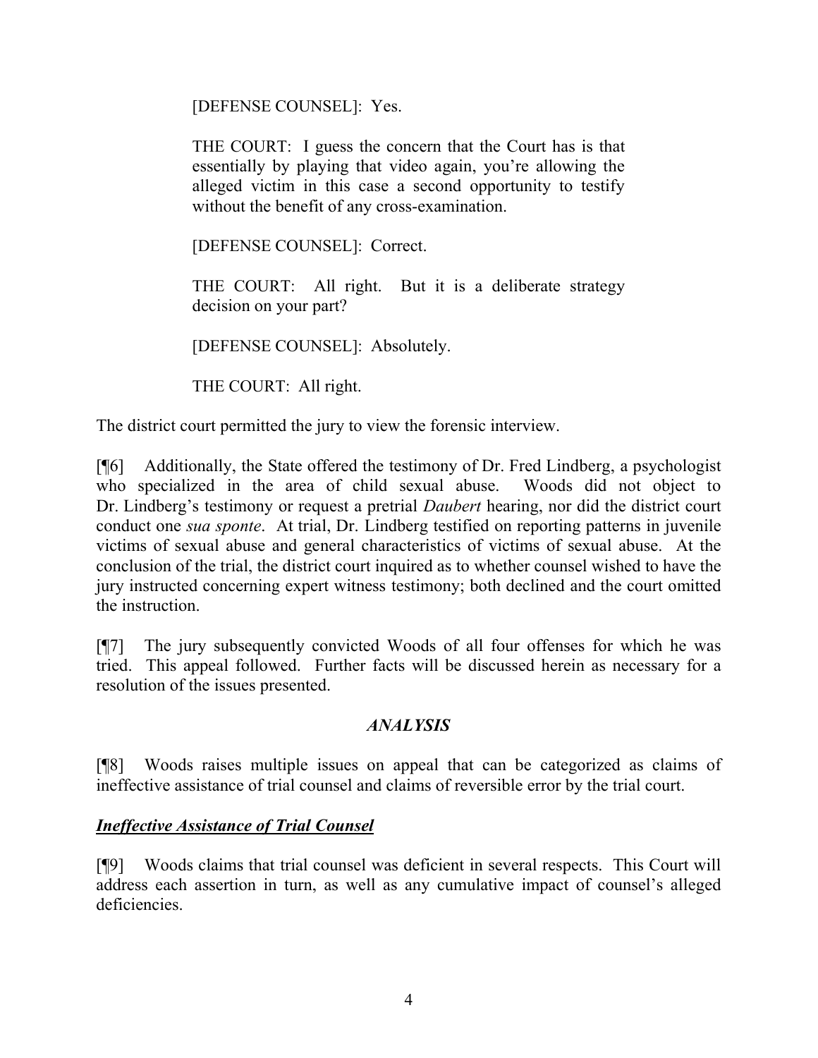> [DEFENSE COUNSEL]: Yes.
>
> THE COURT: I guess the concern that the Court has is that essentially by playing that video again, you're allowing the alleged victim in this case a second opportunity to testify without the benefit of any cross-examination.
>
> [DEFENSE COUNSEL]: Correct.
>
> THE COURT: All right. But it is a deliberate strategy decision on your part?
>
> [DEFENSE COUNSEL]: Absolutely.
>
> THE COURT: All right.

The district court permitted the jury to view the forensic interview.

[¶6] Additionally, the State offered the testimony of Dr. Fred Lindberg, a psychologist who specialized in the area of child sexual abuse. Woods did not object to Dr. Lindberg's testimony or request a pretrial *Daubert* hearing, nor did the district court conduct one *sua sponte*. At trial, Dr. Lindberg testified on reporting patterns in juvenile victims of sexual abuse and general characteristics of victims of sexual abuse. At the conclusion of the trial, the district court inquired as to whether counsel wished to have the jury instructed concerning expert witness testimony; both declined and the court omitted the instruction.

[¶7] The jury subsequently convicted Woods of all four offenses for which he was tried. This appeal followed. Further facts will be discussed herein as necessary for a resolution of the issues presented.

## *ANALYSIS*

[¶8] Woods raises multiple issues on appeal that can be categorized as claims of ineffective assistance of trial counsel and claims of reversible error by the trial court.

### ***Ineffective Assistance of Trial Counsel***

[¶9] Woods claims that trial counsel was deficient in several respects. This Court will address each assertion in turn, as well as any cumulative impact of counsel's alleged deficiencies.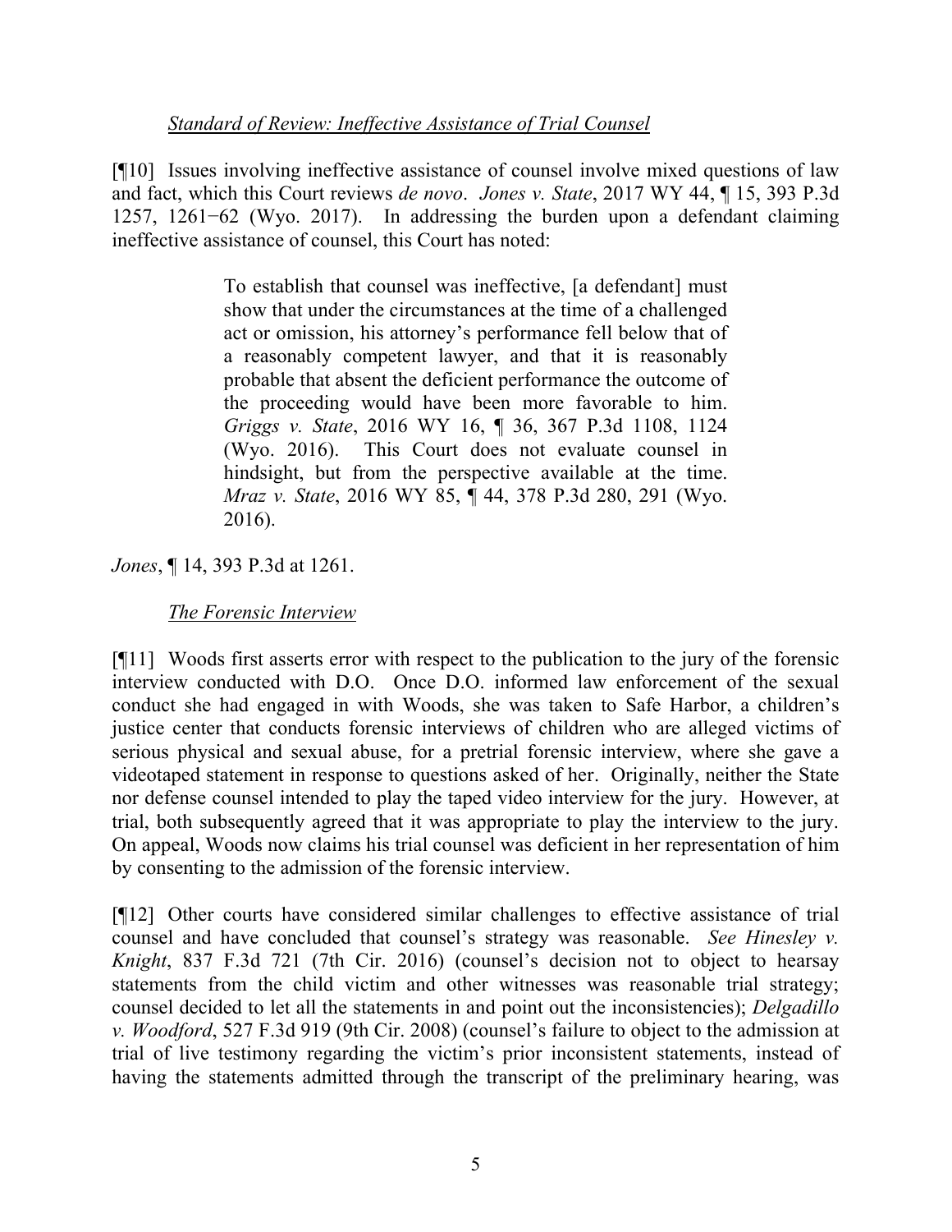*Standard of Review: Ineffective Assistance of Trial Counsel*

[¶10] Issues involving ineffective assistance of counsel involve mixed questions of law and fact, which this Court reviews *de novo*. *Jones v. State*, 2017 WY 44, ¶ 15, 393 P.3d 1257, 1261−62 (Wyo. 2017). In addressing the burden upon a defendant claiming ineffective assistance of counsel, this Court has noted:

> To establish that counsel was ineffective, [a defendant] must show that under the circumstances at the time of a challenged act or omission, his attorney's performance fell below that of a reasonably competent lawyer, and that it is reasonably probable that absent the deficient performance the outcome of the proceeding would have been more favorable to him. *Griggs v. State*, 2016 WY 16, ¶ 36, 367 P.3d 1108, 1124 (Wyo. 2016). This Court does not evaluate counsel in hindsight, but from the perspective available at the time. *Mraz v. State*, 2016 WY 85, ¶ 44, 378 P.3d 280, 291 (Wyo. 2016).

*Jones*, ¶ 14, 393 P.3d at 1261.

*The Forensic Interview*

[¶11] Woods first asserts error with respect to the publication to the jury of the forensic interview conducted with D.O. Once D.O. informed law enforcement of the sexual conduct she had engaged in with Woods, she was taken to Safe Harbor, a children's justice center that conducts forensic interviews of children who are alleged victims of serious physical and sexual abuse, for a pretrial forensic interview, where she gave a videotaped statement in response to questions asked of her. Originally, neither the State nor defense counsel intended to play the taped video interview for the jury. However, at trial, both subsequently agreed that it was appropriate to play the interview to the jury. On appeal, Woods now claims his trial counsel was deficient in her representation of him by consenting to the admission of the forensic interview.

[¶12] Other courts have considered similar challenges to effective assistance of trial counsel and have concluded that counsel's strategy was reasonable. *See Hinesley v. Knight*, 837 F.3d 721 (7th Cir. 2016) (counsel's decision not to object to hearsay statements from the child victim and other witnesses was reasonable trial strategy; counsel decided to let all the statements in and point out the inconsistencies); *Delgadillo v. Woodford*, 527 F.3d 919 (9th Cir. 2008) (counsel's failure to object to the admission at trial of live testimony regarding the victim's prior inconsistent statements, instead of having the statements admitted through the transcript of the preliminary hearing, was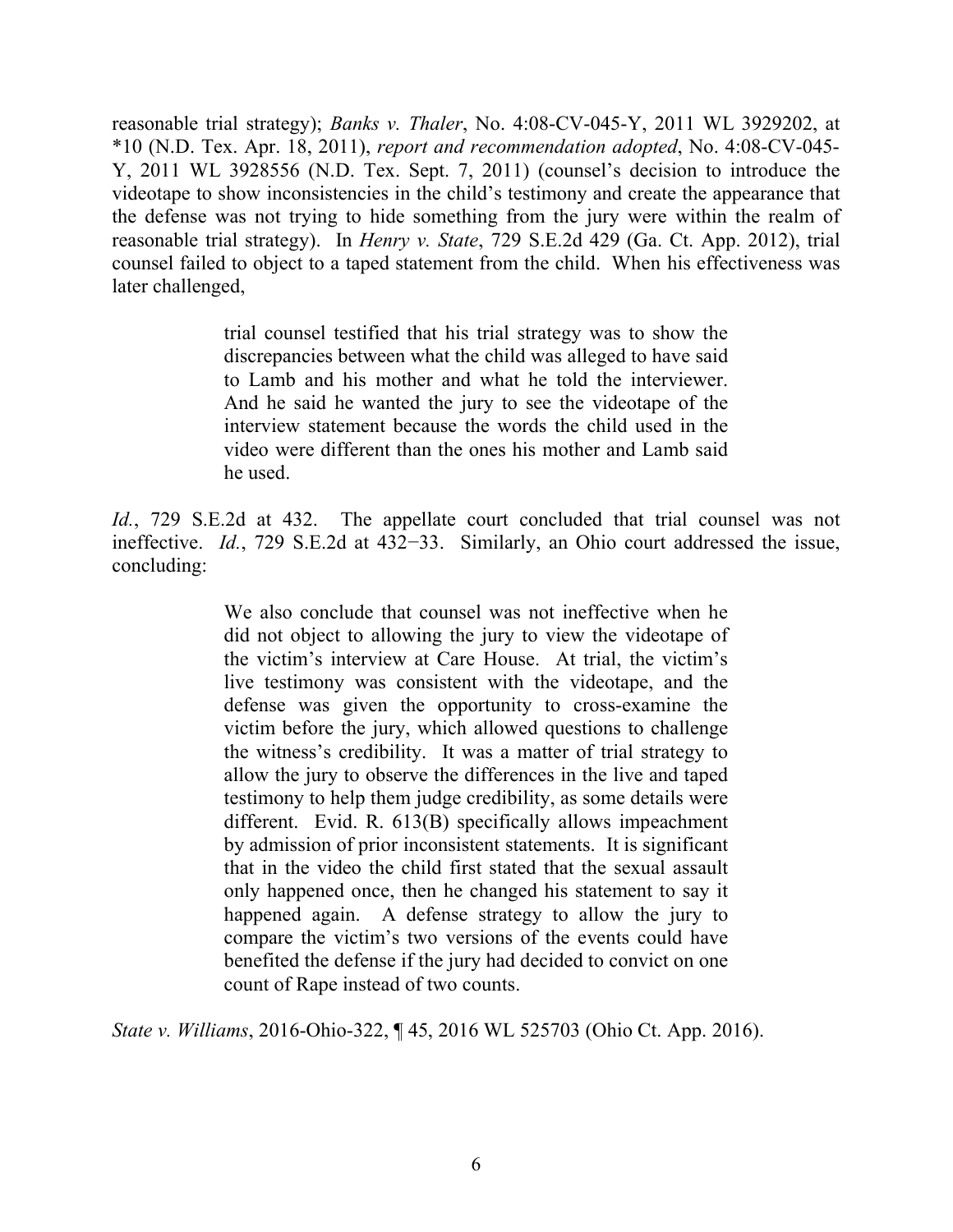reasonable trial strategy); *Banks v. Thaler*, No. 4:08-CV-045-Y, 2011 WL 3929202, at *10 (N.D. Tex. Apr. 18, 2011), *report and recommendation adopted*, No. 4:08-CV-045-Y, 2011 WL 3928556 (N.D. Tex. Sept. 7, 2011) (counsel's decision to introduce the videotape to show inconsistencies in the child's testimony and create the appearance that the defense was not trying to hide something from the jury were within the realm of reasonable trial strategy). In *Henry v. State*, 729 S.E.2d 429 (Ga. Ct. App. 2012), trial counsel failed to object to a taped statement from the child. When his effectiveness was later challenged,

> trial counsel testified that his trial strategy was to show the discrepancies between what the child was alleged to have said to Lamb and his mother and what he told the interviewer. And he said he wanted the jury to see the videotape of the interview statement because the words the child used in the video were different than the ones his mother and Lamb said he used.

*Id.*, 729 S.E.2d at 432. The appellate court concluded that trial counsel was not ineffective. *Id.*, 729 S.E.2d at 432−33. Similarly, an Ohio court addressed the issue, concluding:

> We also conclude that counsel was not ineffective when he did not object to allowing the jury to view the videotape of the victim's interview at Care House. At trial, the victim's live testimony was consistent with the videotape, and the defense was given the opportunity to cross-examine the victim before the jury, which allowed questions to challenge the witness's credibility. It was a matter of trial strategy to allow the jury to observe the differences in the live and taped testimony to help them judge credibility, as some details were different. Evid. R. 613(B) specifically allows impeachment by admission of prior inconsistent statements. It is significant that in the video the child first stated that the sexual assault only happened once, then he changed his statement to say it happened again. A defense strategy to allow the jury to compare the victim's two versions of the events could have benefited the defense if the jury had decided to convict on one count of Rape instead of two counts.

*State v. Williams*, 2016-Ohio-322, ¶ 45, 2016 WL 525703 (Ohio Ct. App. 2016).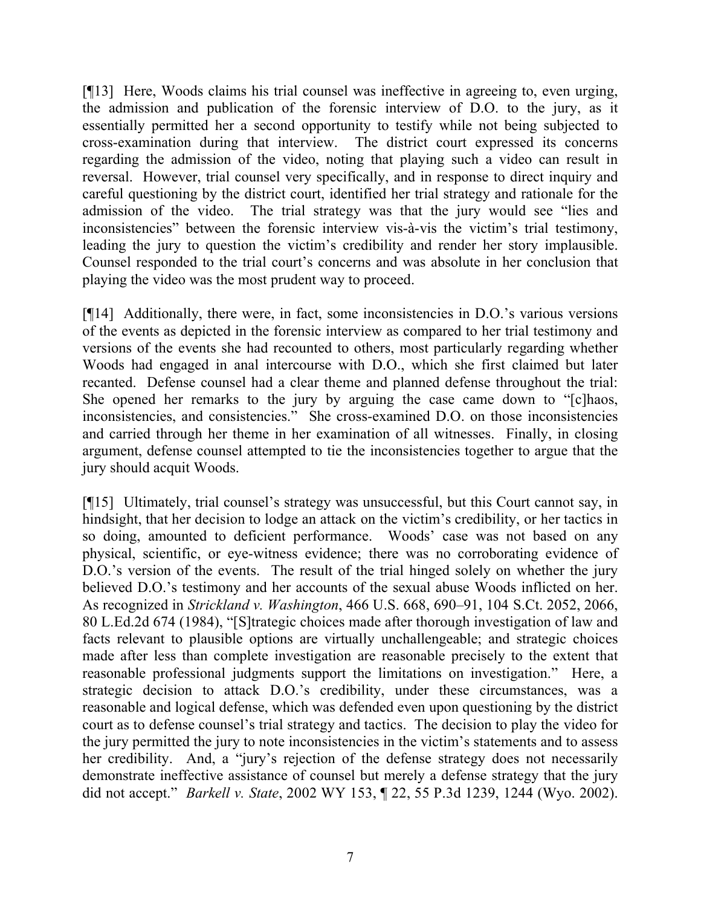[¶13] Here, Woods claims his trial counsel was ineffective in agreeing to, even urging, the admission and publication of the forensic interview of D.O. to the jury, as it essentially permitted her a second opportunity to testify while not being subjected to cross-examination during that interview. The district court expressed its concerns regarding the admission of the video, noting that playing such a video can result in reversal. However, trial counsel very specifically, and in response to direct inquiry and careful questioning by the district court, identified her trial strategy and rationale for the admission of the video. The trial strategy was that the jury would see "lies and inconsistencies" between the forensic interview vis-à-vis the victim's trial testimony, leading the jury to question the victim's credibility and render her story implausible. Counsel responded to the trial court's concerns and was absolute in her conclusion that playing the video was the most prudent way to proceed.

[¶14] Additionally, there were, in fact, some inconsistencies in D.O.'s various versions of the events as depicted in the forensic interview as compared to her trial testimony and versions of the events she had recounted to others, most particularly regarding whether Woods had engaged in anal intercourse with D.O., which she first claimed but later recanted. Defense counsel had a clear theme and planned defense throughout the trial: She opened her remarks to the jury by arguing the case came down to "[c]haos, inconsistencies, and consistencies." She cross-examined D.O. on those inconsistencies and carried through her theme in her examination of all witnesses. Finally, in closing argument, defense counsel attempted to tie the inconsistencies together to argue that the jury should acquit Woods.

[¶15] Ultimately, trial counsel's strategy was unsuccessful, but this Court cannot say, in hindsight, that her decision to lodge an attack on the victim's credibility, or her tactics in so doing, amounted to deficient performance. Woods' case was not based on any physical, scientific, or eye-witness evidence; there was no corroborating evidence of D.O.'s version of the events. The result of the trial hinged solely on whether the jury believed D.O.'s testimony and her accounts of the sexual abuse Woods inflicted on her. As recognized in *Strickland v. Washington*, 466 U.S. 668, 690–91, 104 S.Ct. 2052, 2066, 80 L.Ed.2d 674 (1984), "[S]trategic choices made after thorough investigation of law and facts relevant to plausible options are virtually unchallengeable; and strategic choices made after less than complete investigation are reasonable precisely to the extent that reasonable professional judgments support the limitations on investigation." Here, a strategic decision to attack D.O.'s credibility, under these circumstances, was a reasonable and logical defense, which was defended even upon questioning by the district court as to defense counsel's trial strategy and tactics. The decision to play the video for the jury permitted the jury to note inconsistencies in the victim's statements and to assess her credibility. And, a "jury's rejection of the defense strategy does not necessarily demonstrate ineffective assistance of counsel but merely a defense strategy that the jury did not accept." *Barkell v. State*, 2002 WY 153, ¶ 22, 55 P.3d 1239, 1244 (Wyo. 2002).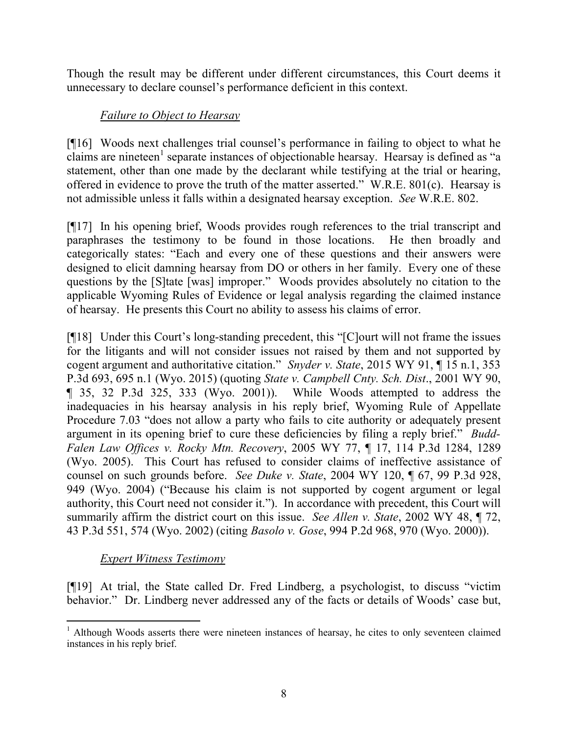Though the result may be different under different circumstances, this Court deems it unnecessary to declare counsel's performance deficient in this context.

*Failure to Object to Hearsay*

[¶16] Woods next challenges trial counsel's performance in failing to object to what he claims are nineteen[1] separate instances of objectionable hearsay. Hearsay is defined as "a statement, other than one made by the declarant while testifying at the trial or hearing, offered in evidence to prove the truth of the matter asserted." W.R.E. 801(c). Hearsay is not admissible unless it falls within a designated hearsay exception. *See* W.R.E. 802.

[¶17] In his opening brief, Woods provides rough references to the trial transcript and paraphrases the testimony to be found in those locations. He then broadly and categorically states: "Each and every one of these questions and their answers were designed to elicit damning hearsay from DO or others in her family. Every one of these questions by the [S]tate [was] improper." Woods provides absolutely no citation to the applicable Wyoming Rules of Evidence or legal analysis regarding the claimed instance of hearsay. He presents this Court no ability to assess his claims of error.

[¶18] Under this Court's long-standing precedent, this "[C]ourt will not frame the issues for the litigants and will not consider issues not raised by them and not supported by cogent argument and authoritative citation." *Snyder v. State*, 2015 WY 91, ¶ 15 n.1, 353 P.3d 693, 695 n.1 (Wyo. 2015) (quoting *State v. Campbell Cnty. Sch. Dist*., 2001 WY 90, ¶ 35, 32 P.3d 325, 333 (Wyo. 2001)). While Woods attempted to address the inadequacies in his hearsay analysis in his reply brief, Wyoming Rule of Appellate Procedure 7.03 "does not allow a party who fails to cite authority or adequately present argument in its opening brief to cure these deficiencies by filing a reply brief." *Budd-Falen Law Offices v. Rocky Mtn. Recovery*, 2005 WY 77, ¶ 17, 114 P.3d 1284, 1289 (Wyo. 2005). This Court has refused to consider claims of ineffective assistance of counsel on such grounds before. *See Duke v. State*, 2004 WY 120, ¶ 67, 99 P.3d 928, 949 (Wyo. 2004) ("Because his claim is not supported by cogent argument or legal authority, this Court need not consider it."). In accordance with precedent, this Court will summarily affirm the district court on this issue. *See Allen v. State*, 2002 WY 48, ¶ 72, 43 P.3d 551, 574 (Wyo. 2002) (citing *Basolo v. Gose*, 994 P.2d 968, 970 (Wyo. 2000)).

*Expert Witness Testimony*

[¶19] At trial, the State called Dr. Fred Lindberg, a psychologist, to discuss "victim behavior." Dr. Lindberg never addressed any of the facts or details of Woods' case but,

[1] Although Woods asserts there were nineteen instances of hearsay, he cites to only seventeen claimed instances in his reply brief.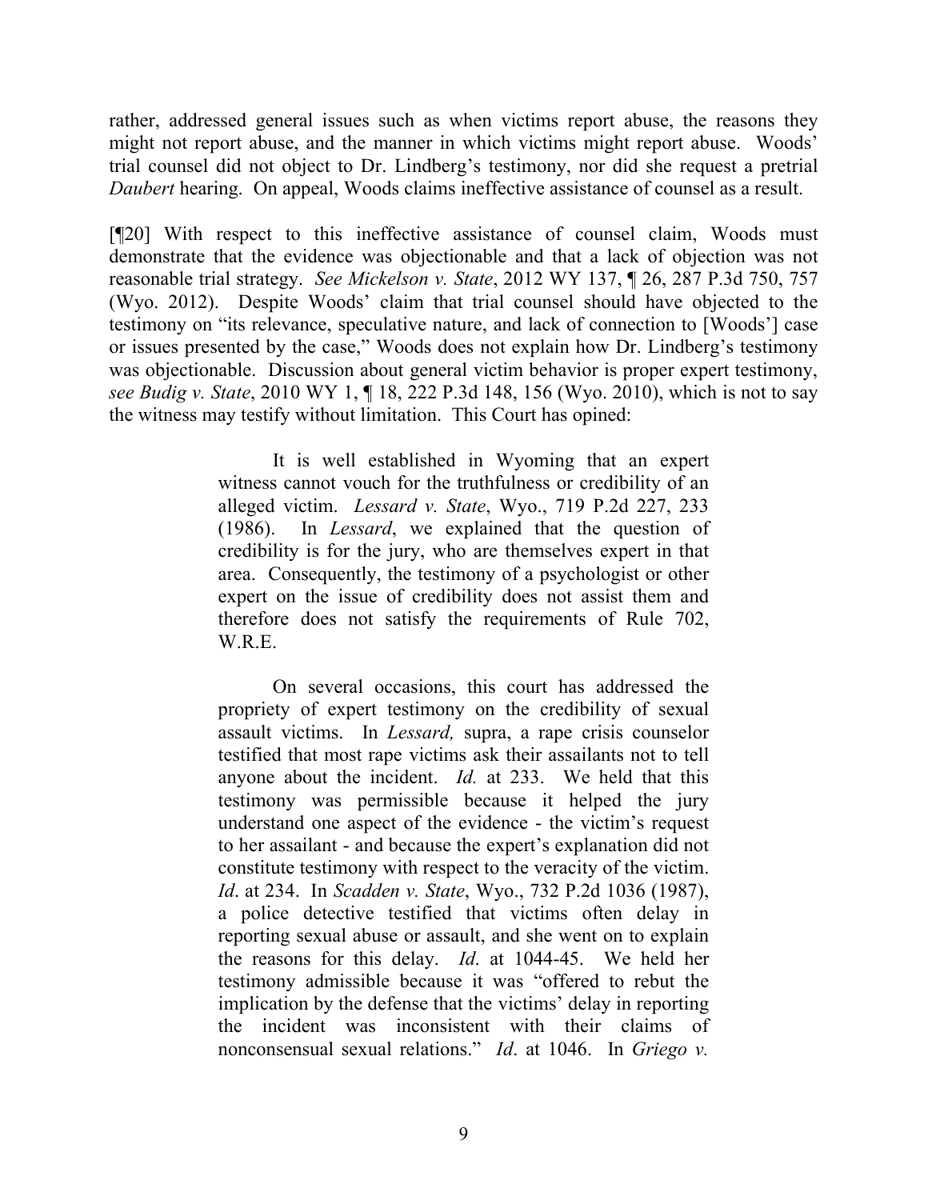rather, addressed general issues such as when victims report abuse, the reasons they might not report abuse, and the manner in which victims might report abuse. Woods' trial counsel did not object to Dr. Lindberg's testimony, nor did she request a pretrial *Daubert* hearing. On appeal, Woods claims ineffective assistance of counsel as a result.

[¶20] With respect to this ineffective assistance of counsel claim, Woods must demonstrate that the evidence was objectionable and that a lack of objection was not reasonable trial strategy. *See Mickelson v. State*, 2012 WY 137, ¶ 26, 287 P.3d 750, 757 (Wyo. 2012). Despite Woods' claim that trial counsel should have objected to the testimony on "its relevance, speculative nature, and lack of connection to [Woods'] case or issues presented by the case," Woods does not explain how Dr. Lindberg's testimony was objectionable. Discussion about general victim behavior is proper expert testimony, *see Budig v. State*, 2010 WY 1, ¶ 18, 222 P.3d 148, 156 (Wyo. 2010), which is not to say the witness may testify without limitation. This Court has opined:

> It is well established in Wyoming that an expert witness cannot vouch for the truthfulness or credibility of an alleged victim. *Lessard v. State*, Wyo., 719 P.2d 227, 233 (1986). In *Lessard*, we explained that the question of credibility is for the jury, who are themselves expert in that area. Consequently, the testimony of a psychologist or other expert on the issue of credibility does not assist them and therefore does not satisfy the requirements of Rule 702, W.R.E.
>
> On several occasions, this court has addressed the propriety of expert testimony on the credibility of sexual assault victims. In *Lessard,* supra, a rape crisis counselor testified that most rape victims ask their assailants not to tell anyone about the incident. *Id.* at 233. We held that this testimony was permissible because it helped the jury understand one aspect of the evidence - the victim's request to her assailant - and because the expert's explanation did not constitute testimony with respect to the veracity of the victim. *Id*. at 234. In *Scadden v. State*, Wyo., 732 P.2d 1036 (1987), a police detective testified that victims often delay in reporting sexual abuse or assault, and she went on to explain the reasons for this delay. *Id*. at 1044-45. We held her testimony admissible because it was "offered to rebut the implication by the defense that the victims' delay in reporting the incident was inconsistent with their claims of nonconsensual sexual relations." *Id*. at 1046. In *Griego v.*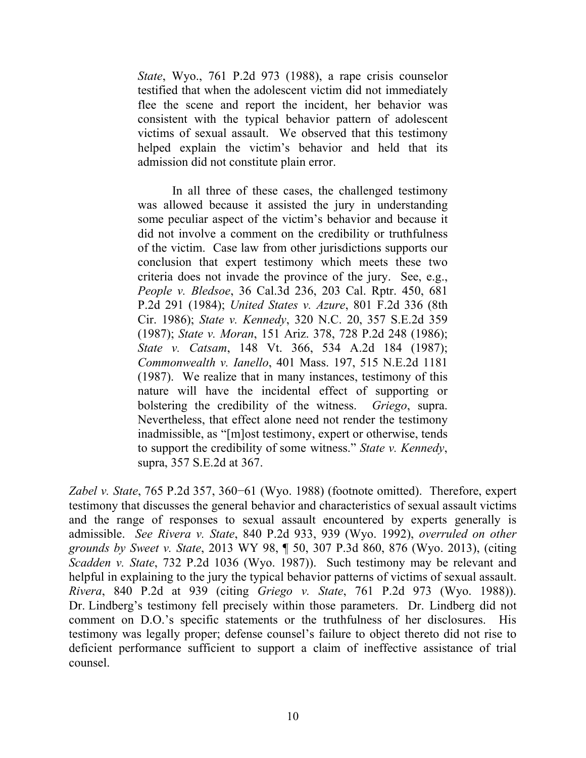> *State*, Wyo., 761 P.2d 973 (1988), a rape crisis counselor testified that when the adolescent victim did not immediately flee the scene and report the incident, her behavior was consistent with the typical behavior pattern of adolescent victims of sexual assault. We observed that this testimony helped explain the victim's behavior and held that its admission did not constitute plain error.
>
> In all three of these cases, the challenged testimony was allowed because it assisted the jury in understanding some peculiar aspect of the victim's behavior and because it did not involve a comment on the credibility or truthfulness of the victim. Case law from other jurisdictions supports our conclusion that expert testimony which meets these two criteria does not invade the province of the jury. See, e.g., *People v. Bledsoe*, 36 Cal.3d 236, 203 Cal. Rptr. 450, 681 P.2d 291 (1984); *United States v. Azure*, 801 F.2d 336 (8th Cir. 1986); *State v. Kennedy*, 320 N.C. 20, 357 S.E.2d 359 (1987); *State v. Moran*, 151 Ariz. 378, 728 P.2d 248 (1986); *State v. Catsam*, 148 Vt. 366, 534 A.2d 184 (1987); *Commonwealth v. Ianello*, 401 Mass. 197, 515 N.E.2d 1181 (1987). We realize that in many instances, testimony of this nature will have the incidental effect of supporting or bolstering the credibility of the witness. *Griego*, supra. Nevertheless, that effect alone need not render the testimony inadmissible, as "[m]ost testimony, expert or otherwise, tends to support the credibility of some witness." *State v. Kennedy*, supra, 357 S.E.2d at 367.

*Zabel v. State*, 765 P.2d 357, 360−61 (Wyo. 1988) (footnote omitted). Therefore, expert testimony that discusses the general behavior and characteristics of sexual assault victims and the range of responses to sexual assault encountered by experts generally is admissible. *See Rivera v. State*, 840 P.2d 933, 939 (Wyo. 1992), *overruled on other grounds by Sweet v. State*, 2013 WY 98, ¶ 50, 307 P.3d 860, 876 (Wyo. 2013), (citing *Scadden v. State*, 732 P.2d 1036 (Wyo. 1987)). Such testimony may be relevant and helpful in explaining to the jury the typical behavior patterns of victims of sexual assault. *Rivera*, 840 P.2d at 939 (citing *Griego v. State*, 761 P.2d 973 (Wyo. 1988)). Dr. Lindberg's testimony fell precisely within those parameters. Dr. Lindberg did not comment on D.O.'s specific statements or the truthfulness of her disclosures. His testimony was legally proper; defense counsel's failure to object thereto did not rise to deficient performance sufficient to support a claim of ineffective assistance of trial counsel.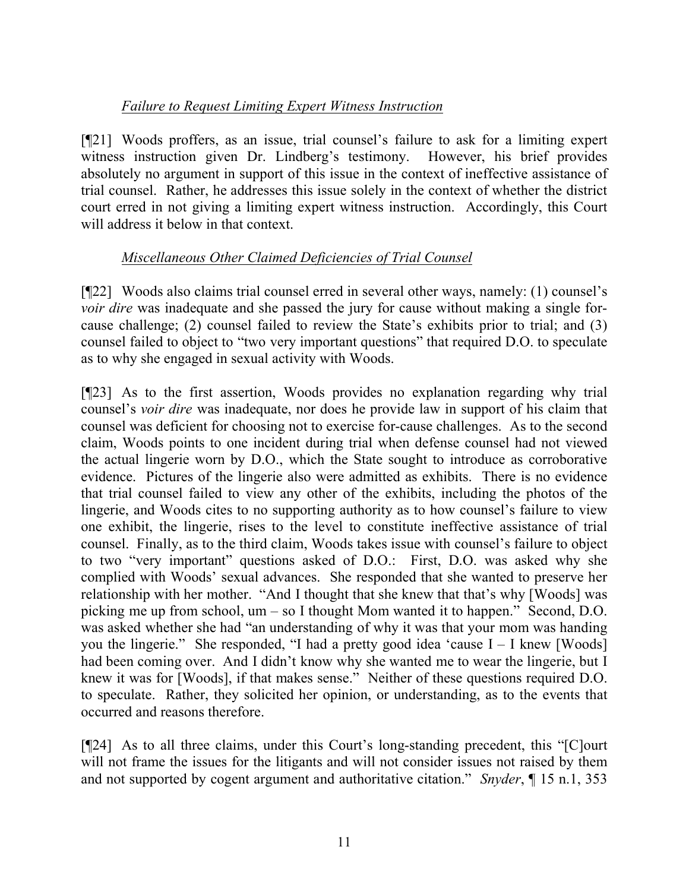*Failure to Request Limiting Expert Witness Instruction*

[¶21] Woods proffers, as an issue, trial counsel's failure to ask for a limiting expert witness instruction given Dr. Lindberg's testimony. However, his brief provides absolutely no argument in support of this issue in the context of ineffective assistance of trial counsel. Rather, he addresses this issue solely in the context of whether the district court erred in not giving a limiting expert witness instruction. Accordingly, this Court will address it below in that context.

*Miscellaneous Other Claimed Deficiencies of Trial Counsel*

[¶22] Woods also claims trial counsel erred in several other ways, namely: (1) counsel's *voir dire* was inadequate and she passed the jury for cause without making a single for-cause challenge; (2) counsel failed to review the State's exhibits prior to trial; and (3) counsel failed to object to "two very important questions" that required D.O. to speculate as to why she engaged in sexual activity with Woods.

[¶23] As to the first assertion, Woods provides no explanation regarding why trial counsel's *voir dire* was inadequate, nor does he provide law in support of his claim that counsel was deficient for choosing not to exercise for-cause challenges. As to the second claim, Woods points to one incident during trial when defense counsel had not viewed the actual lingerie worn by D.O., which the State sought to introduce as corroborative evidence. Pictures of the lingerie also were admitted as exhibits. There is no evidence that trial counsel failed to view any other of the exhibits, including the photos of the lingerie, and Woods cites to no supporting authority as to how counsel's failure to view one exhibit, the lingerie, rises to the level to constitute ineffective assistance of trial counsel. Finally, as to the third claim, Woods takes issue with counsel's failure to object to two "very important" questions asked of D.O.: First, D.O. was asked why she complied with Woods' sexual advances. She responded that she wanted to preserve her relationship with her mother. "And I thought that she knew that that's why [Woods] was picking me up from school, um – so I thought Mom wanted it to happen." Second, D.O. was asked whether she had "an understanding of why it was that your mom was handing you the lingerie." She responded, "I had a pretty good idea 'cause I – I knew [Woods] had been coming over. And I didn't know why she wanted me to wear the lingerie, but I knew it was for [Woods], if that makes sense." Neither of these questions required D.O. to speculate. Rather, they solicited her opinion, or understanding, as to the events that occurred and reasons therefore.

[¶24] As to all three claims, under this Court's long-standing precedent, this "[C]ourt will not frame the issues for the litigants and will not consider issues not raised by them and not supported by cogent argument and authoritative citation." *Snyder*, ¶ 15 n.1, 353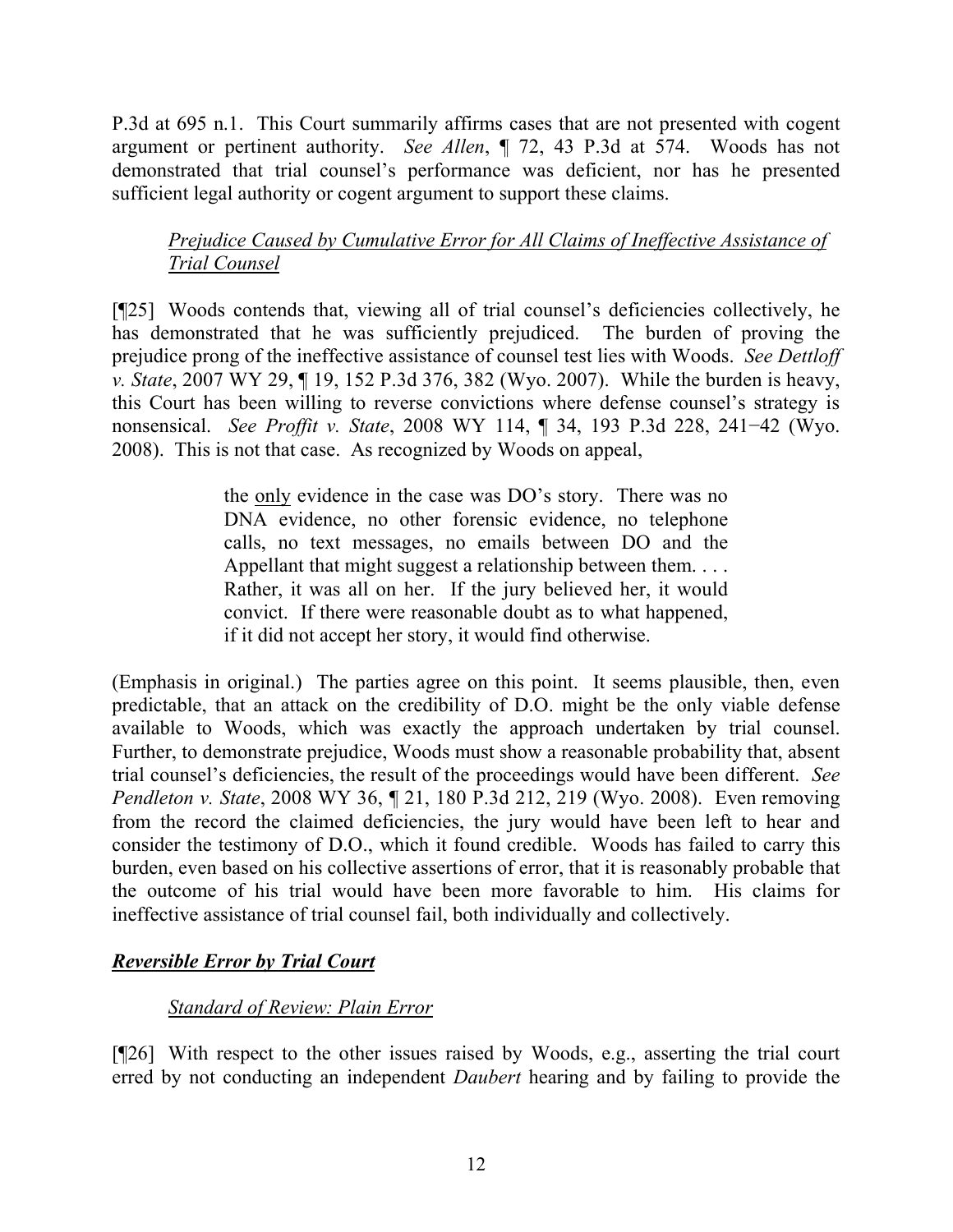P.3d at 695 n.1. This Court summarily affirms cases that are not presented with cogent argument or pertinent authority. *See Allen*, ¶ 72, 43 P.3d at 574. Woods has not demonstrated that trial counsel's performance was deficient, nor has he presented sufficient legal authority or cogent argument to support these claims.

*Prejudice Caused by Cumulative Error for All Claims of Ineffective Assistance of Trial Counsel*

[¶25] Woods contends that, viewing all of trial counsel's deficiencies collectively, he has demonstrated that he was sufficiently prejudiced. The burden of proving the prejudice prong of the ineffective assistance of counsel test lies with Woods. *See Dettloff v. State*, 2007 WY 29, ¶ 19, 152 P.3d 376, 382 (Wyo. 2007). While the burden is heavy, this Court has been willing to reverse convictions where defense counsel's strategy is nonsensical. *See Proffit v. State*, 2008 WY 114, ¶ 34, 193 P.3d 228, 241−42 (Wyo. 2008). This is not that case. As recognized by Woods on appeal,

> the only evidence in the case was DO's story. There was no DNA evidence, no other forensic evidence, no telephone calls, no text messages, no emails between DO and the Appellant that might suggest a relationship between them. . . . Rather, it was all on her. If the jury believed her, it would convict. If there were reasonable doubt as to what happened, if it did not accept her story, it would find otherwise.

(Emphasis in original.) The parties agree on this point. It seems plausible, then, even predictable, that an attack on the credibility of D.O. might be the only viable defense available to Woods, which was exactly the approach undertaken by trial counsel. Further, to demonstrate prejudice, Woods must show a reasonable probability that, absent trial counsel's deficiencies, the result of the proceedings would have been different. *See Pendleton v. State*, 2008 WY 36, ¶ 21, 180 P.3d 212, 219 (Wyo. 2008). Even removing from the record the claimed deficiencies, the jury would have been left to hear and consider the testimony of D.O., which it found credible. Woods has failed to carry this burden, even based on his collective assertions of error, that it is reasonably probable that the outcome of his trial would have been more favorable to him. His claims for ineffective assistance of trial counsel fail, both individually and collectively.

***Reversible Error by Trial Court***

*Standard of Review: Plain Error*

[¶26] With respect to the other issues raised by Woods, e.g., asserting the trial court erred by not conducting an independent *Daubert* hearing and by failing to provide the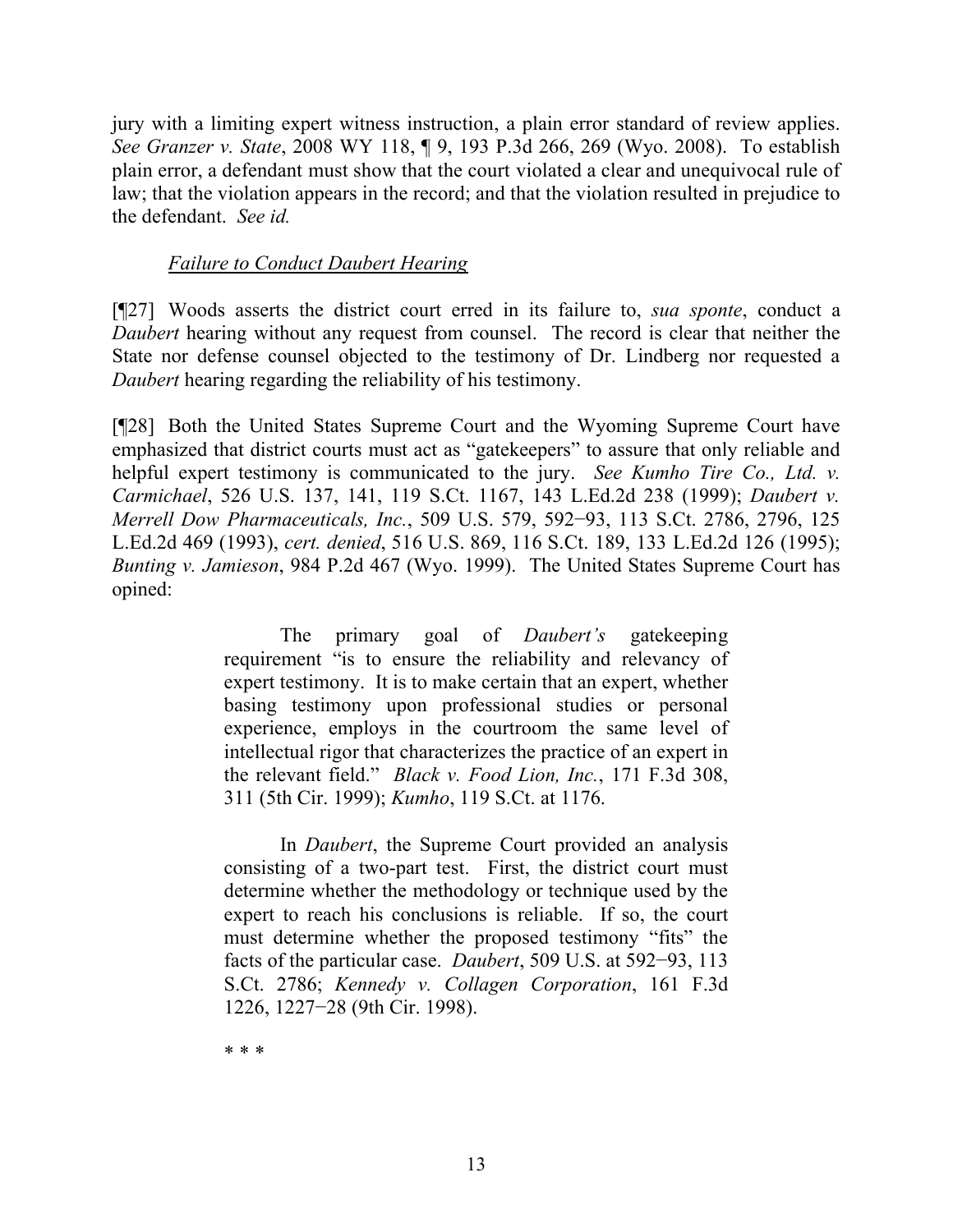jury with a limiting expert witness instruction, a plain error standard of review applies. *See Granzer v. State*, 2008 WY 118, ¶ 9, 193 P.3d 266, 269 (Wyo. 2008). To establish plain error, a defendant must show that the court violated a clear and unequivocal rule of law; that the violation appears in the record; and that the violation resulted in prejudice to the defendant. *See id.*

*Failure to Conduct Daubert Hearing*

[¶27] Woods asserts the district court erred in its failure to, *sua sponte*, conduct a *Daubert* hearing without any request from counsel. The record is clear that neither the State nor defense counsel objected to the testimony of Dr. Lindberg nor requested a *Daubert* hearing regarding the reliability of his testimony.

[¶28] Both the United States Supreme Court and the Wyoming Supreme Court have emphasized that district courts must act as "gatekeepers" to assure that only reliable and helpful expert testimony is communicated to the jury. *See Kumho Tire Co., Ltd. v. Carmichael*, 526 U.S. 137, 141, 119 S.Ct. 1167, 143 L.Ed.2d 238 (1999); *Daubert v. Merrell Dow Pharmaceuticals, Inc.*, 509 U.S. 579, 592−93, 113 S.Ct. 2786, 2796, 125 L.Ed.2d 469 (1993), *cert. denied*, 516 U.S. 869, 116 S.Ct. 189, 133 L.Ed.2d 126 (1995); *Bunting v. Jamieson*, 984 P.2d 467 (Wyo. 1999). The United States Supreme Court has opined:

> The primary goal of *Daubert's* gatekeeping requirement "is to ensure the reliability and relevancy of expert testimony. It is to make certain that an expert, whether basing testimony upon professional studies or personal experience, employs in the courtroom the same level of intellectual rigor that characterizes the practice of an expert in the relevant field." *Black v. Food Lion, Inc.*, 171 F.3d 308, 311 (5th Cir. 1999); *Kumho*, 119 S.Ct. at 1176.
>
> In *Daubert*, the Supreme Court provided an analysis consisting of a two-part test. First, the district court must determine whether the methodology or technique used by the expert to reach his conclusions is reliable. If so, the court must determine whether the proposed testimony "fits" the facts of the particular case. *Daubert*, 509 U.S. at 592−93, 113 S.Ct. 2786; *Kennedy v. Collagen Corporation*, 161 F.3d 1226, 1227−28 (9th Cir. 1998).
>
> * * *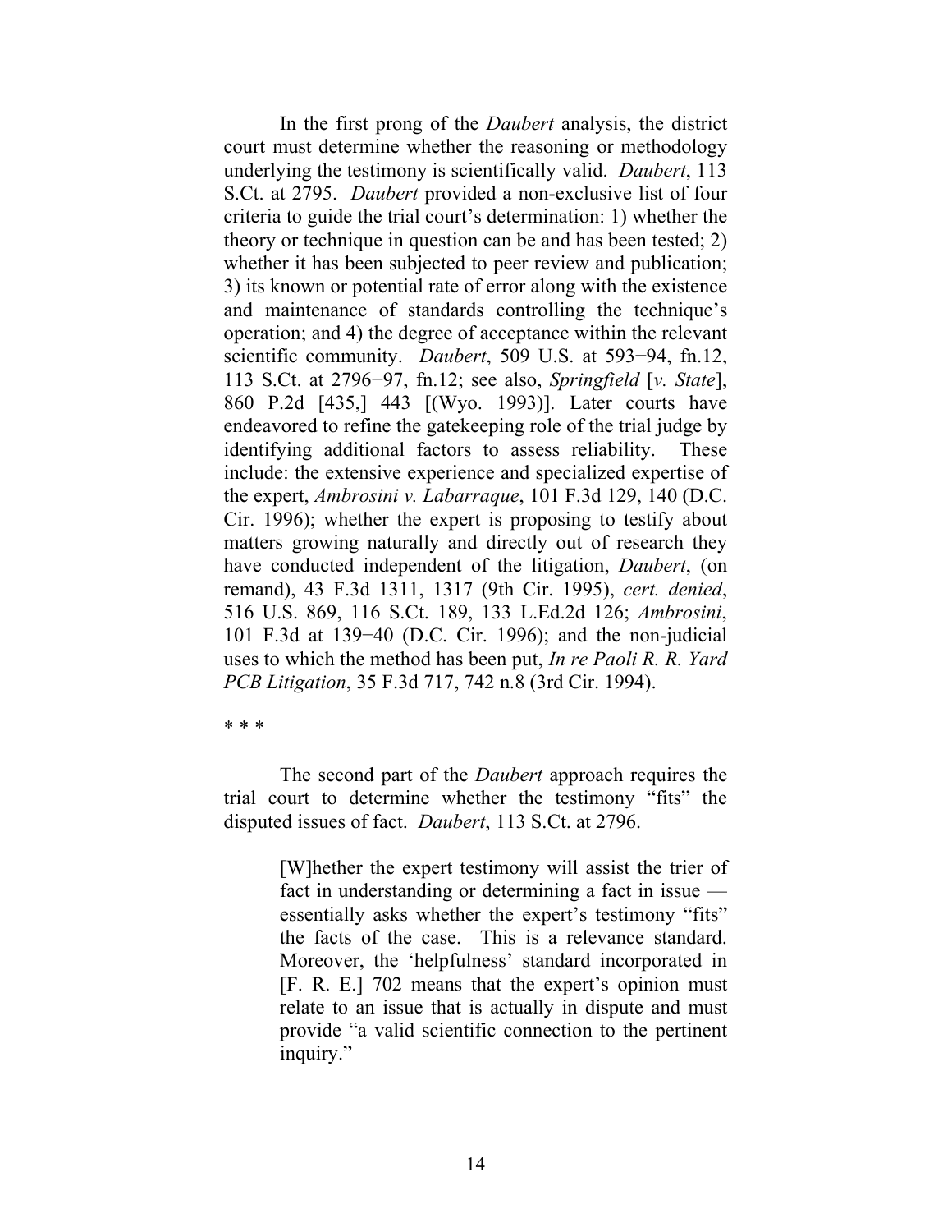In the first prong of the *Daubert* analysis, the district court must determine whether the reasoning or methodology underlying the testimony is scientifically valid. *Daubert*, 113 S.Ct. at 2795. *Daubert* provided a non-exclusive list of four criteria to guide the trial court's determination: 1) whether the theory or technique in question can be and has been tested; 2) whether it has been subjected to peer review and publication; 3) its known or potential rate of error along with the existence and maintenance of standards controlling the technique's operation; and 4) the degree of acceptance within the relevant scientific community. *Daubert*, 509 U.S. at 593−94, fn.12, 113 S.Ct. at 2796−97, fn.12; see also, *Springfield* [*v. State*], 860 P.2d [435,] 443 [(Wyo. 1993)]. Later courts have endeavored to refine the gatekeeping role of the trial judge by identifying additional factors to assess reliability. These include: the extensive experience and specialized expertise of the expert, *Ambrosini v. Labarraque*, 101 F.3d 129, 140 (D.C. Cir. 1996); whether the expert is proposing to testify about matters growing naturally and directly out of research they have conducted independent of the litigation, *Daubert*, (on remand), 43 F.3d 1311, 1317 (9th Cir. 1995), *cert. denied*, 516 U.S. 869, 116 S.Ct. 189, 133 L.Ed.2d 126; *Ambrosini*, 101 F.3d at 139−40 (D.C. Cir. 1996); and the non-judicial uses to which the method has been put, *In re Paoli R. R. Yard PCB Litigation*, 35 F.3d 717, 742 n.8 (3rd Cir. 1994).

\* \* \*

The second part of the *Daubert* approach requires the trial court to determine whether the testimony "fits" the disputed issues of fact. *Daubert*, 113 S.Ct. at 2796.

> [W]hether the expert testimony will assist the trier of fact in understanding or determining a fact in issue — essentially asks whether the expert's testimony "fits" the facts of the case. This is a relevance standard. Moreover, the 'helpfulness' standard incorporated in [F. R. E.] 702 means that the expert's opinion must relate to an issue that is actually in dispute and must provide "a valid scientific connection to the pertinent inquiry."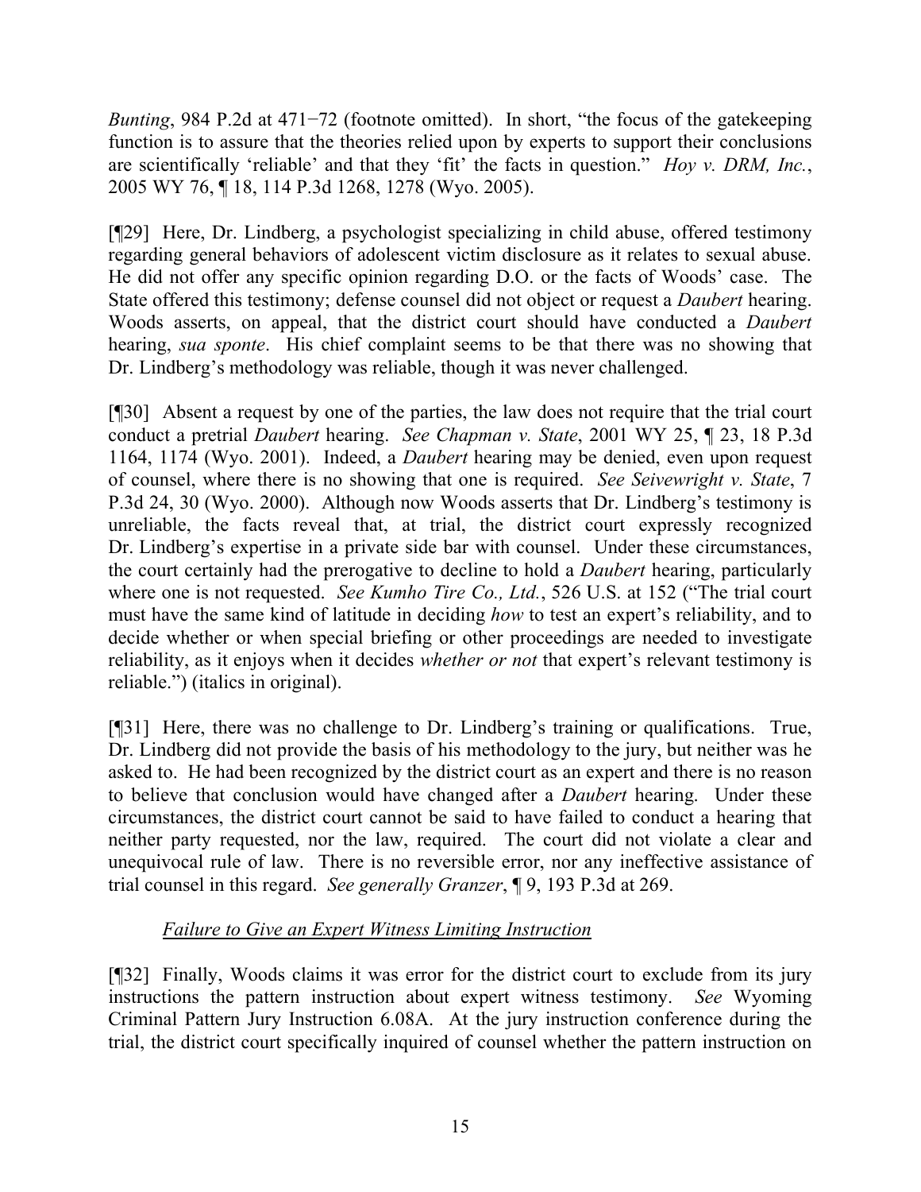*Bunting*, 984 P.2d at 471−72 (footnote omitted). In short, "the focus of the gatekeeping function is to assure that the theories relied upon by experts to support their conclusions are scientifically 'reliable' and that they 'fit' the facts in question." *Hoy v. DRM, Inc.*, 2005 WY 76, ¶ 18, 114 P.3d 1268, 1278 (Wyo. 2005).

[¶29] Here, Dr. Lindberg, a psychologist specializing in child abuse, offered testimony regarding general behaviors of adolescent victim disclosure as it relates to sexual abuse. He did not offer any specific opinion regarding D.O. or the facts of Woods' case. The State offered this testimony; defense counsel did not object or request a *Daubert* hearing. Woods asserts, on appeal, that the district court should have conducted a *Daubert* hearing, *sua sponte*. His chief complaint seems to be that there was no showing that Dr. Lindberg's methodology was reliable, though it was never challenged.

[¶30] Absent a request by one of the parties, the law does not require that the trial court conduct a pretrial *Daubert* hearing. *See Chapman v. State*, 2001 WY 25, ¶ 23, 18 P.3d 1164, 1174 (Wyo. 2001). Indeed, a *Daubert* hearing may be denied, even upon request of counsel, where there is no showing that one is required. *See Seivewright v. State*, 7 P.3d 24, 30 (Wyo. 2000). Although now Woods asserts that Dr. Lindberg's testimony is unreliable, the facts reveal that, at trial, the district court expressly recognized Dr. Lindberg's expertise in a private side bar with counsel. Under these circumstances, the court certainly had the prerogative to decline to hold a *Daubert* hearing, particularly where one is not requested. *See Kumho Tire Co., Ltd.*, 526 U.S. at 152 ("The trial court must have the same kind of latitude in deciding *how* to test an expert's reliability, and to decide whether or when special briefing or other proceedings are needed to investigate reliability, as it enjoys when it decides *whether or not* that expert's relevant testimony is reliable.") (italics in original).

[¶31] Here, there was no challenge to Dr. Lindberg's training or qualifications. True, Dr. Lindberg did not provide the basis of his methodology to the jury, but neither was he asked to. He had been recognized by the district court as an expert and there is no reason to believe that conclusion would have changed after a *Daubert* hearing. Under these circumstances, the district court cannot be said to have failed to conduct a hearing that neither party requested, nor the law, required. The court did not violate a clear and unequivocal rule of law. There is no reversible error, nor any ineffective assistance of trial counsel in this regard. *See generally Granzer*, ¶ 9, 193 P.3d at 269.

*Failure to Give an Expert Witness Limiting Instruction*

[¶32] Finally, Woods claims it was error for the district court to exclude from its jury instructions the pattern instruction about expert witness testimony. *See* Wyoming Criminal Pattern Jury Instruction 6.08A. At the jury instruction conference during the trial, the district court specifically inquired of counsel whether the pattern instruction on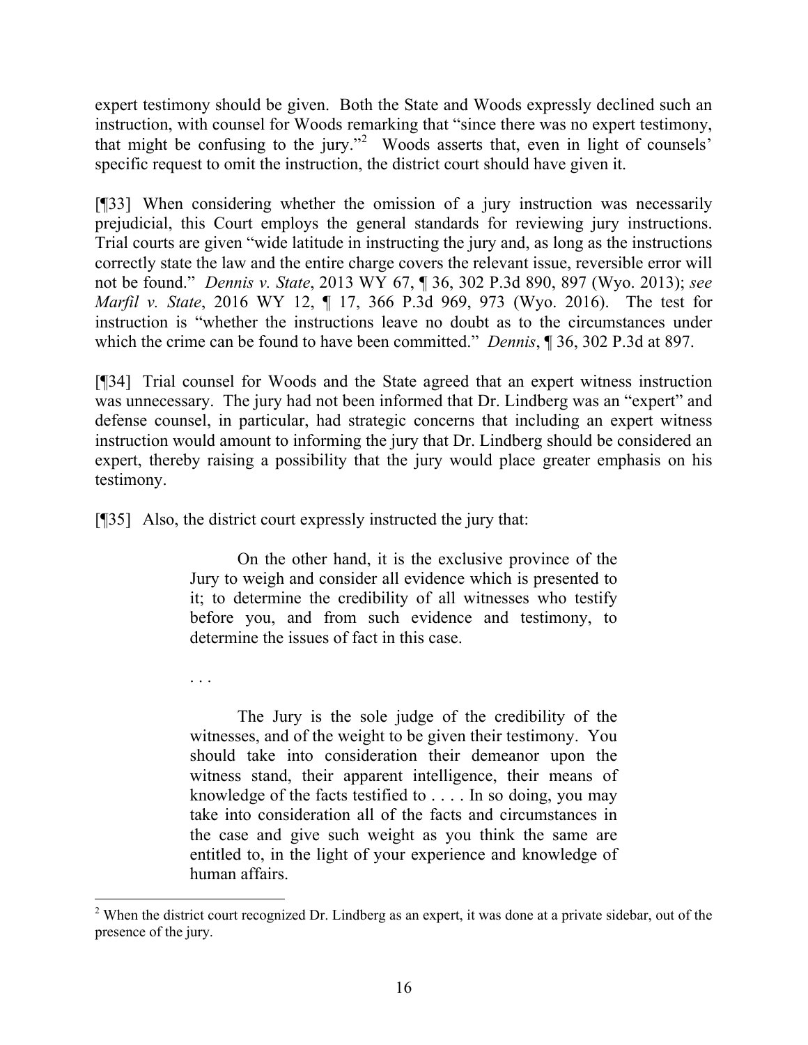expert testimony should be given. Both the State and Woods expressly declined such an instruction, with counsel for Woods remarking that "since there was no expert testimony, that might be confusing to the jury."[2] Woods asserts that, even in light of counsels' specific request to omit the instruction, the district court should have given it.

[¶33] When considering whether the omission of a jury instruction was necessarily prejudicial, this Court employs the general standards for reviewing jury instructions. Trial courts are given "wide latitude in instructing the jury and, as long as the instructions correctly state the law and the entire charge covers the relevant issue, reversible error will not be found." *Dennis v. State*, 2013 WY 67, ¶ 36, 302 P.3d 890, 897 (Wyo. 2013); *see Marfil v. State*, 2016 WY 12, ¶ 17, 366 P.3d 969, 973 (Wyo. 2016). The test for instruction is "whether the instructions leave no doubt as to the circumstances under which the crime can be found to have been committed." *Dennis*, ¶ 36, 302 P.3d at 897.

[¶34] Trial counsel for Woods and the State agreed that an expert witness instruction was unnecessary. The jury had not been informed that Dr. Lindberg was an "expert" and defense counsel, in particular, had strategic concerns that including an expert witness instruction would amount to informing the jury that Dr. Lindberg should be considered an expert, thereby raising a possibility that the jury would place greater emphasis on his testimony.

[¶35] Also, the district court expressly instructed the jury that:

> On the other hand, it is the exclusive province of the Jury to weigh and consider all evidence which is presented to it; to determine the credibility of all witnesses who testify before you, and from such evidence and testimony, to determine the issues of fact in this case.
>
> . . .
>
> The Jury is the sole judge of the credibility of the witnesses, and of the weight to be given their testimony. You should take into consideration their demeanor upon the witness stand, their apparent intelligence, their means of knowledge of the facts testified to . . . . In so doing, you may take into consideration all of the facts and circumstances in the case and give such weight as you think the same are entitled to, in the light of your experience and knowledge of human affairs.

---

[2] When the district court recognized Dr. Lindberg as an expert, it was done at a private sidebar, out of the presence of the jury.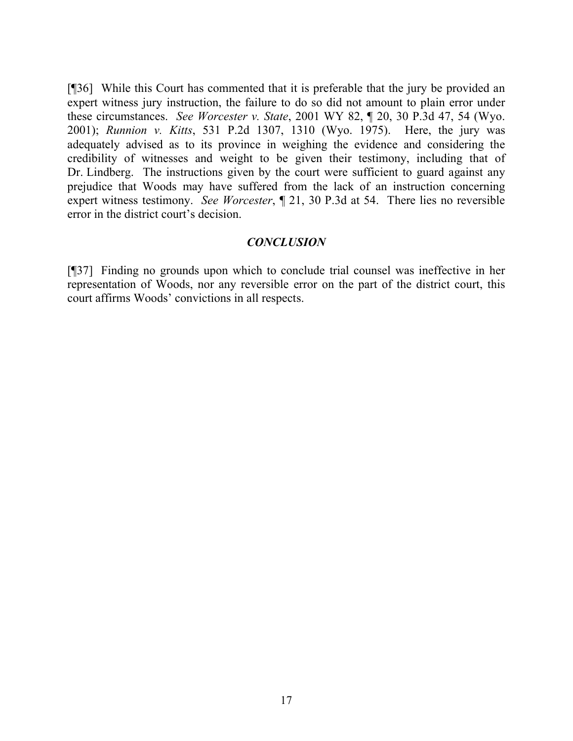[¶36] While this Court has commented that it is preferable that the jury be provided an expert witness jury instruction, the failure to do so did not amount to plain error under these circumstances. *See Worcester v. State*, 2001 WY 82, ¶ 20, 30 P.3d 47, 54 (Wyo. 2001); *Runnion v. Kitts*, 531 P.2d 1307, 1310 (Wyo. 1975). Here, the jury was adequately advised as to its province in weighing the evidence and considering the credibility of witnesses and weight to be given their testimony, including that of Dr. Lindberg. The instructions given by the court were sufficient to guard against any prejudice that Woods may have suffered from the lack of an instruction concerning expert witness testimony. *See Worcester*, ¶ 21, 30 P.3d at 54. There lies no reversible error in the district court's decision.

## ***CONCLUSION***

[¶37] Finding no grounds upon which to conclude trial counsel was ineffective in her representation of Woods, nor any reversible error on the part of the district court, this court affirms Woods' convictions in all respects.